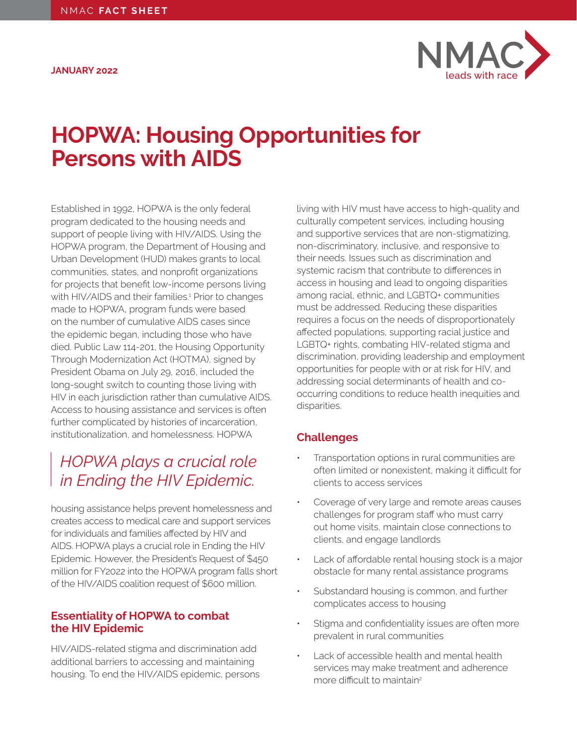NMAC **FACT SHEET**

**JANUARY 2022**

# HOPWA: Housing Opportunities for Persons with AIDS

Established in 1992, HOPWA is the only federal program dedicated to the housing needs and support of people living with HIV/AIDS. Using the HOPWA program, the Department of Housing and Urban Development (HUD) makes grants to local communities, states, and nonprofit organizations for projects that benefit low-income persons living with HIV/AIDS and their families.[1] Prior to changes made to HOPWA, program funds were based on the number of cumulative AIDS cases since the epidemic began, including those who have died. Public Law 114-201, the Housing Opportunity Through Modernization Act (HOTMA), signed by President Obama on July 29, 2016, included the long-sought switch to counting those living with HIV in each jurisdiction rather than cumulative AIDS. Access to housing assistance and services is often further complicated by histories of incarceration, institutionalization, and homelessness. HOPWA housing assistance helps prevent homelessness and creates access to medical care and support services for individuals and families affected by HIV and AIDS. HOPWA plays a crucial role in Ending the HIV Epidemic. However, the President's Request of $450 million for FY2022 into the HOPWA program falls short of the HIV/AIDS coalition request of $600 million.

> *HOPWA plays a crucial role in Ending the HIV Epidemic.*

## Essentiality of HOPWA to combat the HIV Epidemic

HIV/AIDS-related stigma and discrimination add additional barriers to accessing and maintaining housing. To end the HIV/AIDS epidemic, persons living with HIV must have access to high-quality and culturally competent services, including housing and supportive services that are non-stigmatizing, non-discriminatory, inclusive, and responsive to their needs. Issues such as discrimination and systemic racism that contribute to differences in access in housing and lead to ongoing disparities among racial, ethnic, and LGBTQ+ communities must be addressed. Reducing these disparities requires a focus on the needs of disproportionately affected populations, supporting racial justice and LGBTQ+ rights, combating HIV-related stigma and discrimination, providing leadership and employment opportunities for people with or at risk for HIV, and addressing social determinants of health and co-occurring conditions to reduce health inequities and disparities.

## Challenges

- Transportation options in rural communities are often limited or nonexistent, making it difficult for clients to access services
- Coverage of very large and remote areas causes challenges for program staff who must carry out home visits, maintain close connections to clients, and engage landlords
- Lack of affordable rental housing stock is a major obstacle for many rental assistance programs
- Substandard housing is common, and further complicates access to housing
- Stigma and confidentiality issues are often more prevalent in rural communities
- Lack of accessible health and mental health services may make treatment and adherence more difficult to maintain[2]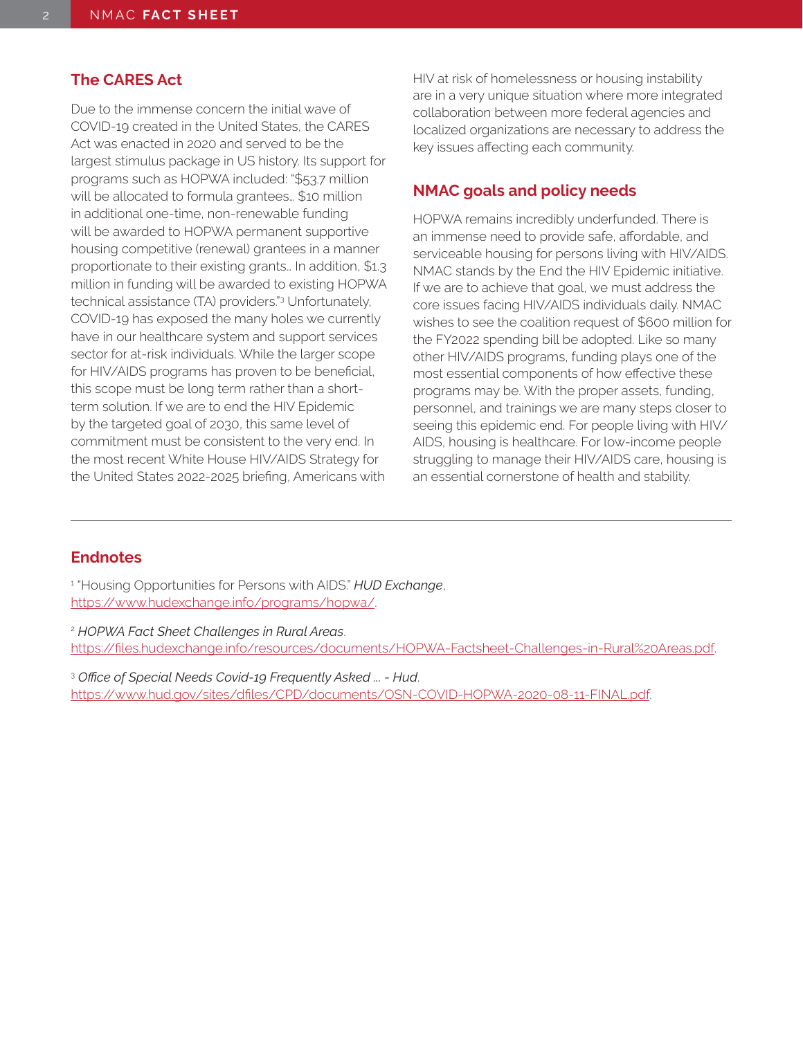## The CARES Act

Due to the immense concern the initial wave of COVID-19 created in the United States, the CARES Act was enacted in 2020 and served to be the largest stimulus package in US history. Its support for programs such as HOPWA included: "$53.7 million will be allocated to formula grantees… $10 million in additional one-time, non-renewable funding will be awarded to HOPWA permanent supportive housing competitive (renewal) grantees in a manner proportionate to their existing grants… In addition, $1.3 million in funding will be awarded to existing HOPWA technical assistance (TA) providers."[3] Unfortunately, COVID-19 has exposed the many holes we currently have in our healthcare system and support services sector for at-risk individuals. While the larger scope for HIV/AIDS programs has proven to be beneficial, this scope must be long term rather than a short-term solution. If we are to end the HIV Epidemic by the targeted goal of 2030, this same level of commitment must be consistent to the very end. In the most recent White House HIV/AIDS Strategy for the United States 2022-2025 briefing, Americans with HIV at risk of homelessness or housing instability are in a very unique situation where more integrated collaboration between more federal agencies and localized organizations are necessary to address the key issues affecting each community.

## NMAC goals and policy needs

HOPWA remains incredibly underfunded. There is an immense need to provide safe, affordable, and serviceable housing for persons living with HIV/AIDS. NMAC stands by the End the HIV Epidemic initiative. If we are to achieve that goal, we must address the core issues facing HIV/AIDS individuals daily. NMAC wishes to see the coalition request of $600 million for the FY2022 spending bill be adopted. Like so many other HIV/AIDS programs, funding plays one of the most essential components of how effective these programs may be. With the proper assets, funding, personnel, and trainings we are many steps closer to seeing this epidemic end. For people living with HIV/AIDS, housing is healthcare. For low-income people struggling to manage their HIV/AIDS care, housing is an essential cornerstone of health and stability.

---

## Endnotes

[1] "Housing Opportunities for Persons with AIDS." *HUD Exchange*, https://www.hudexchange.info/programs/hopwa/.

[2] *HOPWA Fact Sheet Challenges in Rural Areas*. https://files.hudexchange.info/resources/documents/HOPWA-Factsheet-Challenges-in-Rural%20Areas.pdf.

[3] *Office of Special Needs Covid-19 Frequently Asked … - Hud*. https://www.hud.gov/sites/dfiles/CPD/documents/OSN-COVID-HOPWA-2020-08-11-FINAL.pdf.